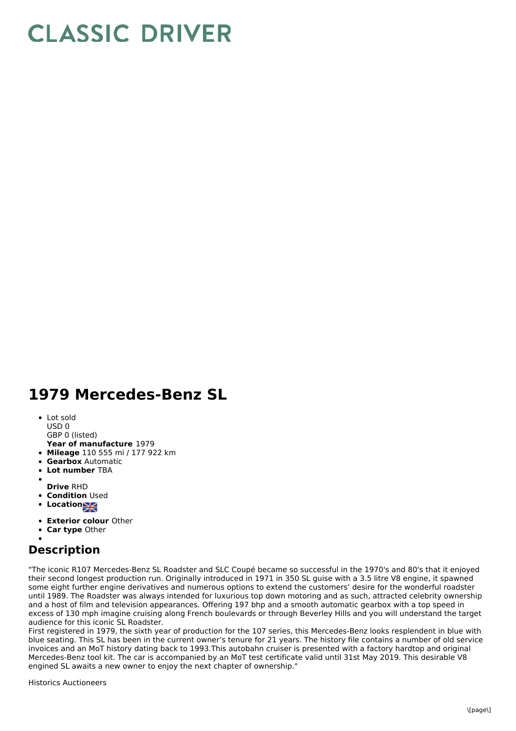# CLASSIC DRIVER

## 1979 Mercedes-Benz SL

- Lot sold
  USD 0
  GBP 0 (listed)
  **Year of manufacture** 1979
- **Mileage** 110 555 mi / 177 922 km
- **Gearbox** Automatic
- **Lot number** TBA
- **Drive** RHD
- **Condition** Used
- **Location**
- **Exterior colour** Other
- **Car type** Other

## Description

"The iconic R107 Mercedes-Benz SL Roadster and SLC Coupé became so successful in the 1970's and 80's that it enjoyed their second longest production run. Originally introduced in 1971 in 350 SL guise with a 3.5 litre V8 engine, it spawned some eight further engine derivatives and numerous options to extend the customers' desire for the wonderful roadster until 1989. The Roadster was always intended for luxurious top down motoring and as such, attracted celebrity ownership and a host of film and television appearances. Offering 197 bhp and a smooth automatic gearbox with a top speed in excess of 130 mph imagine cruising along French boulevards or through Beverley Hills and you will understand the target audience for this iconic SL Roadster.
First registered in 1979, the sixth year of production for the 107 series, this Mercedes-Benz looks resplendent in blue with blue seating. This SL has been in the current owner's tenure for 21 years. The history file contains a number of old service invoices and an MoT history dating back to 1993.This autobahn cruiser is presented with a factory hardtop and original Mercedes-Benz tool kit. The car is accompanied by an MoT test certificate valid until 31st May 2019. This desirable V8 engined SL awaits a new owner to enjoy the next chapter of ownership."

Historics Auctioneers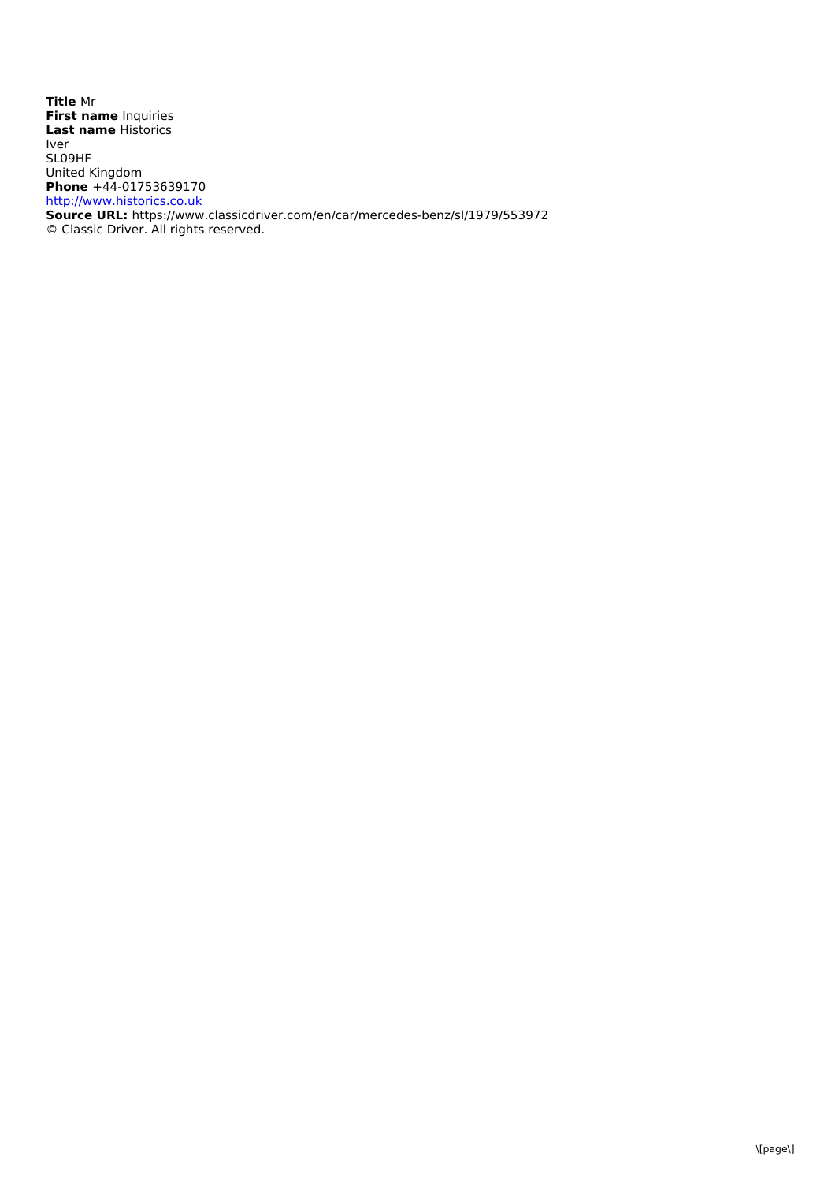**Title** Mr
**First name** Inquiries
**Last name** Historics
Iver
SL09HF
United Kingdom
**Phone** +44-01753639170
[http://www.historics.co.uk](http://www.historics.co.uk)
**Source URL:** https://www.classicdriver.com/en/car/mercedes-benz/sl/1979/553972
© Classic Driver. All rights reserved.